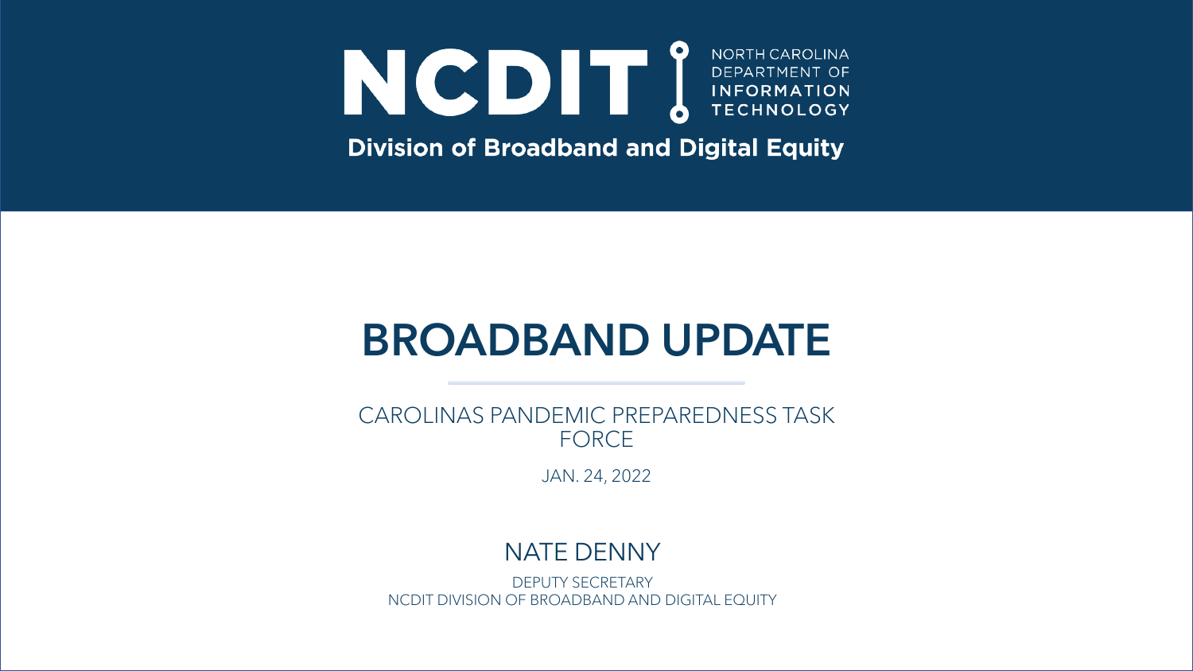NCDIT | NORTH CAROLINA DEPARTMENT OF INFORMATION TECHNOLOGY

**Division of Broadband and Digital Equity**

# BROADBAND UPDATE

CAROLINAS PANDEMIC PREPAREDNESS TASK FORCE

JAN. 24, 2022

## NATE DENNY

DEPUTY SECRETARY
NCDIT DIVISION OF BROADBAND AND DIGITAL EQUITY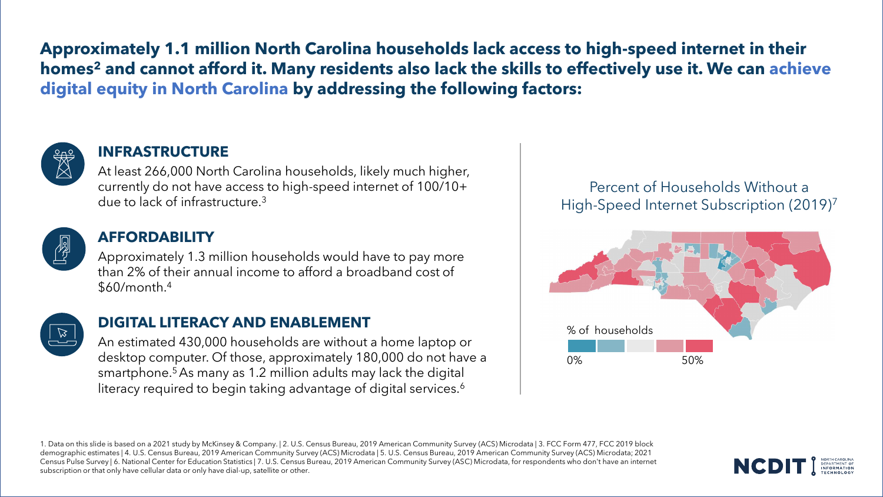**Approximately 1.1 million North Carolina households lack access to high-speed internet in their homes[2] and cannot afford it. Many residents also lack the skills to effectively use it. We can achieve digital equity in North Carolina by addressing the following factors:**

### INFRASTRUCTURE

At least 266,000 North Carolina households, likely much higher, currently do not have access to high-speed internet of 100/10+ due to lack of infrastructure.[3]

### AFFORDABILITY

Approximately 1.3 million households would have to pay more than 2% of their annual income to afford a broadband cost of $60/month.[4]

### DIGITAL LITERACY AND ENABLEMENT

An estimated 430,000 households are without a home laptop or desktop computer. Of those, approximately 180,000 do not have a smartphone.[5] As many as 1.2 million adults may lack the digital literacy required to begin taking advantage of digital services.[6]

Percent of Households Without a High-Speed Internet Subscription (2019)[7]

% of households

0% — 50%

1. Data on this slide is based on a 2021 study by McKinsey & Company. | 2. U.S. Census Bureau, 2019 American Community Survey (ACS) Microdata | 3. FCC Form 477, FCC 2019 block demographic estimates | 4. U.S. Census Bureau, 2019 American Community Survey (ACS) Microdata | 5. U.S. Census Bureau, 2019 American Community Survey (ACS) Microdata; 2021 Census Pulse Survey | 6. National Center for Education Statistics | 7. U.S. Census Bureau, 2019 American Community Survey (ASC) Microdata, for respondents who don't have an internet subscription or that only have cellular data or only have dial-up, satellite or other.

NCDIT | NORTH CAROLINA DEPARTMENT OF INFORMATION TECHNOLOGY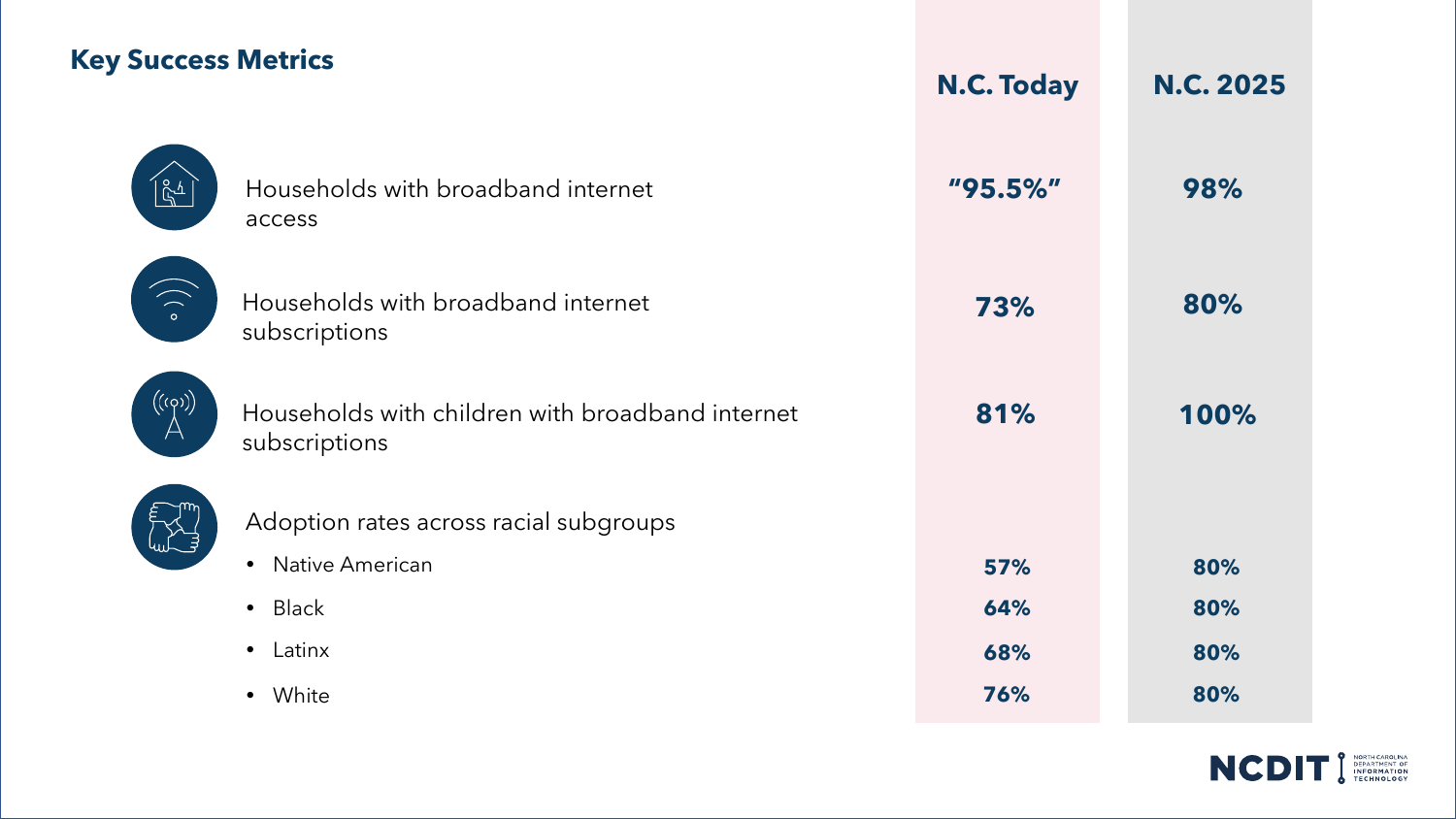## Key Success Metrics

| | N.C. Today | N.C. 2025 |
|---|---|---|
| Households with broadband internet access | "95.5%" | 98% |
| Households with broadband internet subscriptions | 73% | 80% |
| Households with children with broadband internet subscriptions | 81% | 100% |
| Adoption rates across racial subgroups | | |
| • Native American | 57% | 80% |
| • Black | 64% | 80% |
| • Latinx | 68% | 80% |
| • White | 76% | 80% |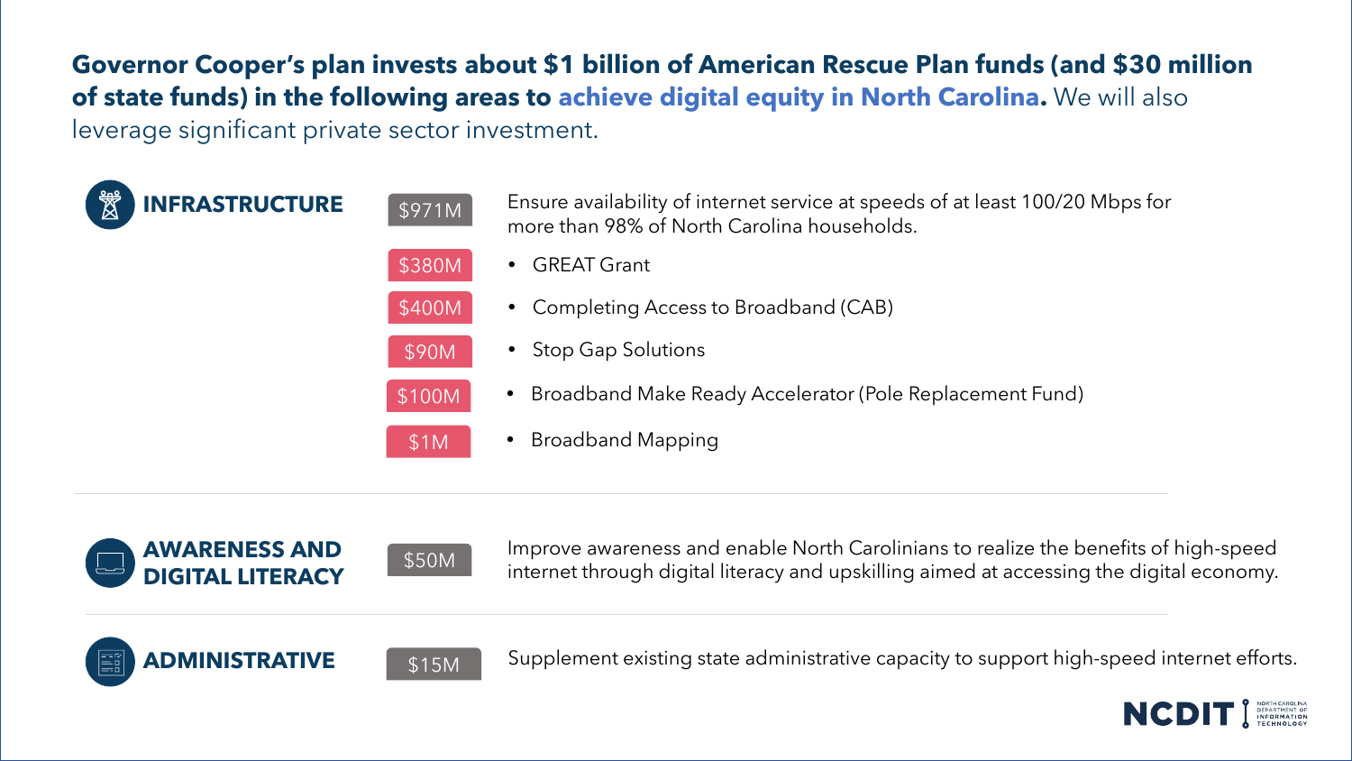**Governor Cooper's plan invests about $1 billion of American Rescue Plan funds (and $30 million of state funds) in the following areas to achieve digital equity in North Carolina.** We will also leverage significant private sector investment.

## INFRASTRUCTURE

**$971M** — Ensure availability of internet service at speeds of at least 100/20 Mbps for more than 98% of North Carolina households.

- $380M — GREAT Grant
- $400M — Completing Access to Broadband (CAB)
- $90M — Stop Gap Solutions
- $100M — Broadband Make Ready Accelerator (Pole Replacement Fund)
- $1M — Broadband Mapping

## AWARENESS AND DIGITAL LITERACY

**$50M** — Improve awareness and enable North Carolinians to realize the benefits of high-speed internet through digital literacy and upskilling aimed at accessing the digital economy.

## ADMINISTRATIVE

**$15M** — Supplement existing state administrative capacity to support high-speed internet efforts.

NCDIT | North Carolina Department of Information Technology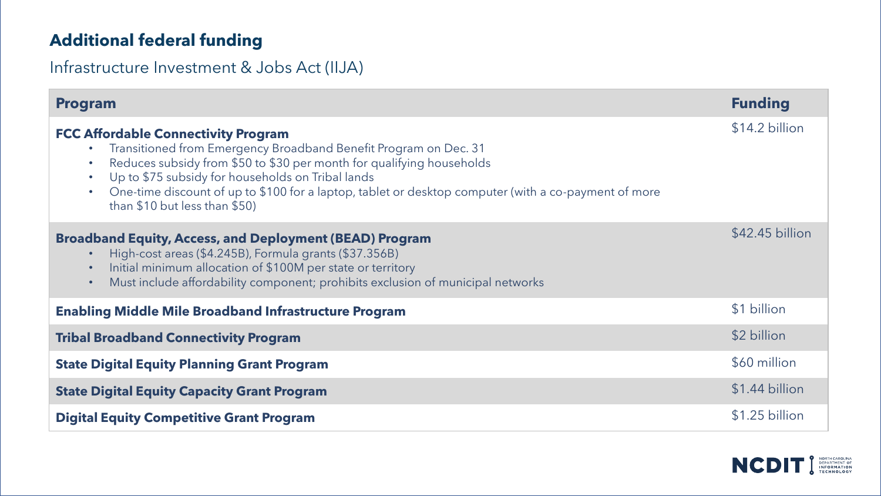## Additional federal funding

Infrastructure Investment & Jobs Act (IIJA)

| Program | Funding |
| --- | --- |
| **FCC Affordable Connectivity Program**<br>• Transitioned from Emergency Broadband Benefit Program on Dec. 31<br>• Reduces subsidy from $50 to $30 per month for qualifying households<br>• Up to $75 subsidy for households on Tribal lands<br>• One-time discount of up to $100 for a laptop, tablet or desktop computer (with a co-payment of more than $10 but less than $50) | $14.2 billion |
| **Broadband Equity, Access, and Deployment (BEAD) Program**<br>• High-cost areas ($4.245B), Formula grants ($37.356B)<br>• Initial minimum allocation of $100M per state or territory<br>• Must include affordability component; prohibits exclusion of municipal networks | $42.45 billion |
| **Enabling Middle Mile Broadband Infrastructure Program** | $1 billion |
| **Tribal Broadband Connectivity Program** | $2 billion |
| **State Digital Equity Planning Grant Program** | $60 million |
| **State Digital Equity Capacity Grant Program** | $1.44 billion |
| **Digital Equity Competitive Grant Program** | $1.25 billion |

NCDIT | NORTH CAROLINA DEPARTMENT OF INFORMATION TECHNOLOGY